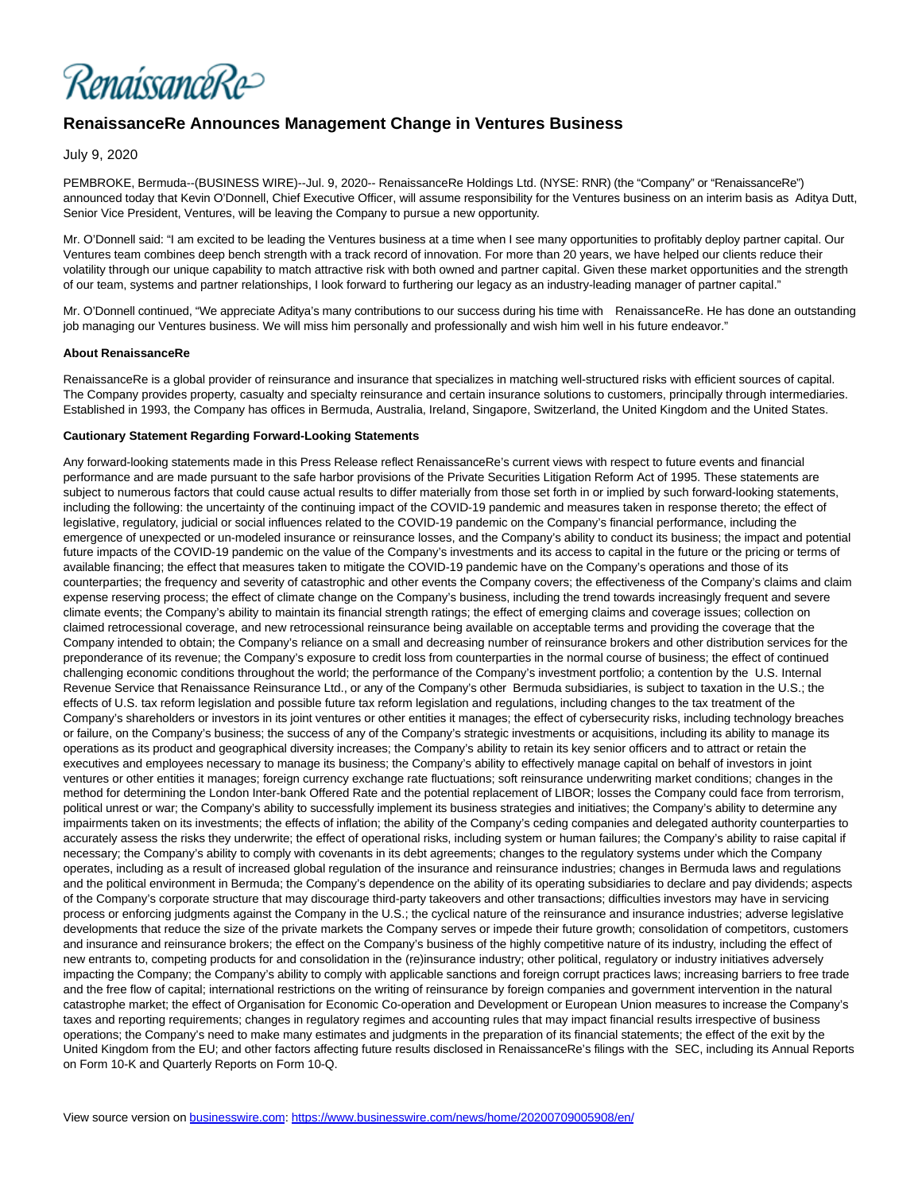RenaissanceRe

# RenaissanceRe Announces Management Change in Ventures Business

July 9, 2020

PEMBROKE, Bermuda--(BUSINESS WIRE)--Jul. 9, 2020-- RenaissanceRe Holdings Ltd. (NYSE: RNR) (the "Company" or "RenaissanceRe") announced today that Kevin O'Donnell, Chief Executive Officer, will assume responsibility for the Ventures business on an interim basis as Aditya Dutt, Senior Vice President, Ventures, will be leaving the Company to pursue a new opportunity.

Mr. O'Donnell said: "I am excited to be leading the Ventures business at a time when I see many opportunities to profitably deploy partner capital. Our Ventures team combines deep bench strength with a track record of innovation. For more than 20 years, we have helped our clients reduce their volatility through our unique capability to match attractive risk with both owned and partner capital. Given these market opportunities and the strength of our team, systems and partner relationships, I look forward to furthering our legacy as an industry-leading manager of partner capital."

Mr. O'Donnell continued, "We appreciate Aditya's many contributions to our success during his time with RenaissanceRe. He has done an outstanding job managing our Ventures business. We will miss him personally and professionally and wish him well in his future endeavor."

**About RenaissanceRe**

RenaissanceRe is a global provider of reinsurance and insurance that specializes in matching well-structured risks with efficient sources of capital. The Company provides property, casualty and specialty reinsurance and certain insurance solutions to customers, principally through intermediaries. Established in 1993, the Company has offices in Bermuda, Australia, Ireland, Singapore, Switzerland, the United Kingdom and the United States.

**Cautionary Statement Regarding Forward-Looking Statements**

Any forward-looking statements made in this Press Release reflect RenaissanceRe's current views with respect to future events and financial performance and are made pursuant to the safe harbor provisions of the Private Securities Litigation Reform Act of 1995. These statements are subject to numerous factors that could cause actual results to differ materially from those set forth in or implied by such forward-looking statements, including the following: the uncertainty of the continuing impact of the COVID-19 pandemic and measures taken in response thereto; the effect of legislative, regulatory, judicial or social influences related to the COVID-19 pandemic on the Company's financial performance, including the emergence of unexpected or un-modeled insurance or reinsurance losses, and the Company's ability to conduct its business; the impact and potential future impacts of the COVID-19 pandemic on the value of the Company's investments and its access to capital in the future or the pricing or terms of available financing; the effect that measures taken to mitigate the COVID-19 pandemic have on the Company's operations and those of its counterparties; the frequency and severity of catastrophic and other events the Company covers; the effectiveness of the Company's claims and claim expense reserving process; the effect of climate change on the Company's business, including the trend towards increasingly frequent and severe climate events; the Company's ability to maintain its financial strength ratings; the effect of emerging claims and coverage issues; collection on claimed retrocessional coverage, and new retrocessional reinsurance being available on acceptable terms and providing the coverage that the Company intended to obtain; the Company's reliance on a small and decreasing number of reinsurance brokers and other distribution services for the preponderance of its revenue; the Company's exposure to credit loss from counterparties in the normal course of business; the effect of continued challenging economic conditions throughout the world; the performance of the Company's investment portfolio; a contention by the U.S. Internal Revenue Service that Renaissance Reinsurance Ltd., or any of the Company's other Bermuda subsidiaries, is subject to taxation in the U.S.; the effects of U.S. tax reform legislation and possible future tax reform legislation and regulations, including changes to the tax treatment of the Company's shareholders or investors in its joint ventures or other entities it manages; the effect of cybersecurity risks, including technology breaches or failure, on the Company's business; the success of any of the Company's strategic investments or acquisitions, including its ability to manage its operations as its product and geographical diversity increases; the Company's ability to retain its key senior officers and to attract or retain the executives and employees necessary to manage its business; the Company's ability to effectively manage capital on behalf of investors in joint ventures or other entities it manages; foreign currency exchange rate fluctuations; soft reinsurance underwriting market conditions; changes in the method for determining the London Inter-bank Offered Rate and the potential replacement of LIBOR; losses the Company could face from terrorism, political unrest or war; the Company's ability to successfully implement its business strategies and initiatives; the Company's ability to determine any impairments taken on its investments; the effects of inflation; the ability of the Company's ceding companies and delegated authority counterparties to accurately assess the risks they underwrite; the effect of operational risks, including system or human failures; the Company's ability to raise capital if necessary; the Company's ability to comply with covenants in its debt agreements; changes to the regulatory systems under which the Company operates, including as a result of increased global regulation of the insurance and reinsurance industries; changes in Bermuda laws and regulations and the political environment in Bermuda; the Company's dependence on the ability of its operating subsidiaries to declare and pay dividends; aspects of the Company's corporate structure that may discourage third-party takeovers and other transactions; difficulties investors may have in servicing process or enforcing judgments against the Company in the U.S.; the cyclical nature of the reinsurance and insurance industries; adverse legislative developments that reduce the size of the private markets the Company serves or impede their future growth; consolidation of competitors, customers and insurance and reinsurance brokers; the effect on the Company's business of the highly competitive nature of its industry, including the effect of new entrants to, competing products for and consolidation in the (re)insurance industry; other political, regulatory or industry initiatives adversely impacting the Company; the Company's ability to comply with applicable sanctions and foreign corrupt practices laws; increasing barriers to free trade and the free flow of capital; international restrictions on the writing of reinsurance by foreign companies and government intervention in the natural catastrophe market; the effect of Organisation for Economic Co-operation and Development or European Union measures to increase the Company's taxes and reporting requirements; changes in regulatory regimes and accounting rules that may impact financial results irrespective of business operations; the Company's need to make many estimates and judgments in the preparation of its financial statements; the effect of the exit by the United Kingdom from the EU; and other factors affecting future results disclosed in RenaissanceRe's filings with the SEC, including its Annual Reports on Form 10-K and Quarterly Reports on Form 10-Q.

View source version on businesswire.com: https://www.businesswire.com/news/home/20200709005908/en/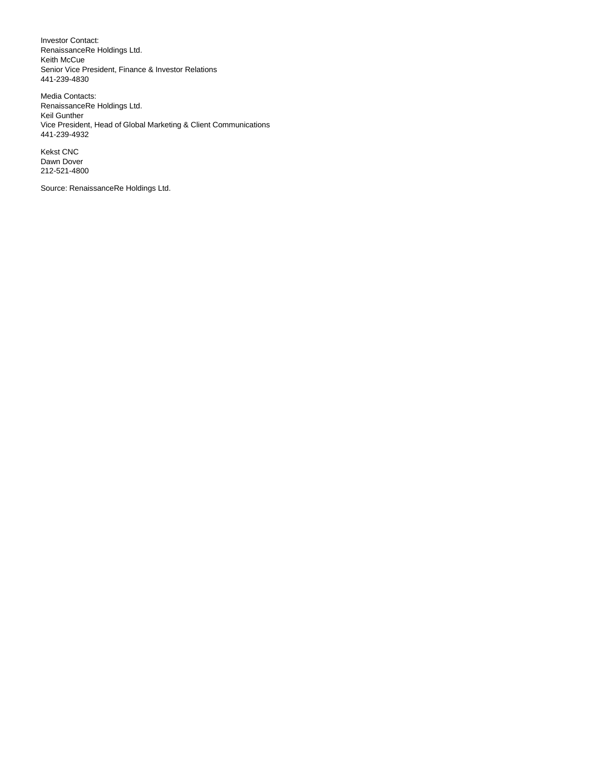Investor Contact:
RenaissanceRe Holdings Ltd.
Keith McCue
Senior Vice President, Finance & Investor Relations
441-239-4830

Media Contacts:
RenaissanceRe Holdings Ltd.
Keil Gunther
Vice President, Head of Global Marketing & Client Communications
441-239-4932

Kekst CNC
Dawn Dover
212-521-4800

Source: RenaissanceRe Holdings Ltd.